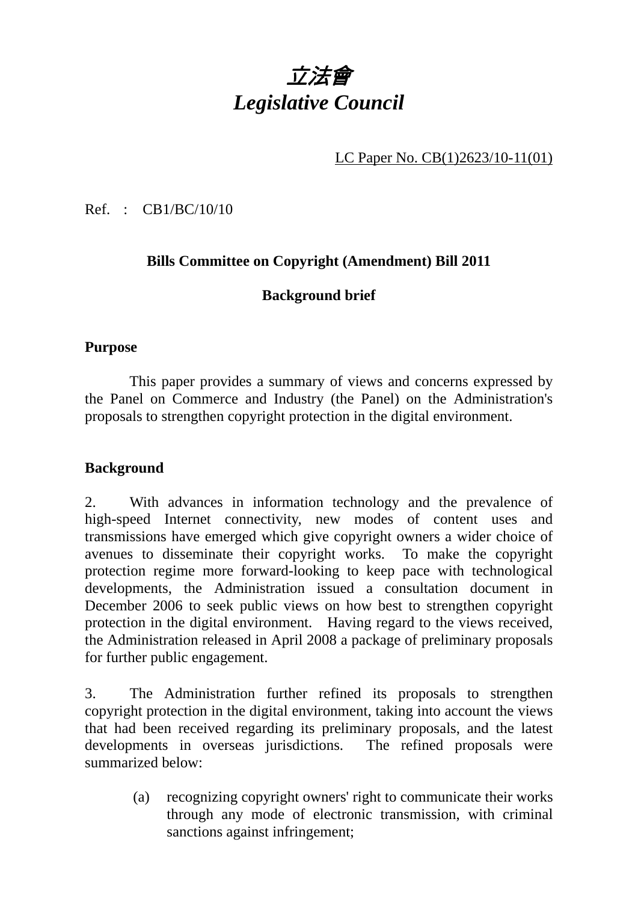# *立法會*
# *Legislative Council*

LC Paper No. CB(1)2623/10-11(01)

Ref. : CB1/BC/10/10

**Bills Committee on Copyright (Amendment) Bill 2011**

**Background brief**

**Purpose**

This paper provides a summary of views and concerns expressed by the Panel on Commerce and Industry (the Panel) on the Administration's proposals to strengthen copyright protection in the digital environment.

**Background**

2. With advances in information technology and the prevalence of high-speed Internet connectivity, new modes of content uses and transmissions have emerged which give copyright owners a wider choice of avenues to disseminate their copyright works. To make the copyright protection regime more forward-looking to keep pace with technological developments, the Administration issued a consultation document in December 2006 to seek public views on how best to strengthen copyright protection in the digital environment. Having regard to the views received, the Administration released in April 2008 a package of preliminary proposals for further public engagement.

3. The Administration further refined its proposals to strengthen copyright protection in the digital environment, taking into account the views that had been received regarding its preliminary proposals, and the latest developments in overseas jurisdictions. The refined proposals were summarized below:

(a) recognizing copyright owners' right to communicate their works through any mode of electronic transmission, with criminal sanctions against infringement;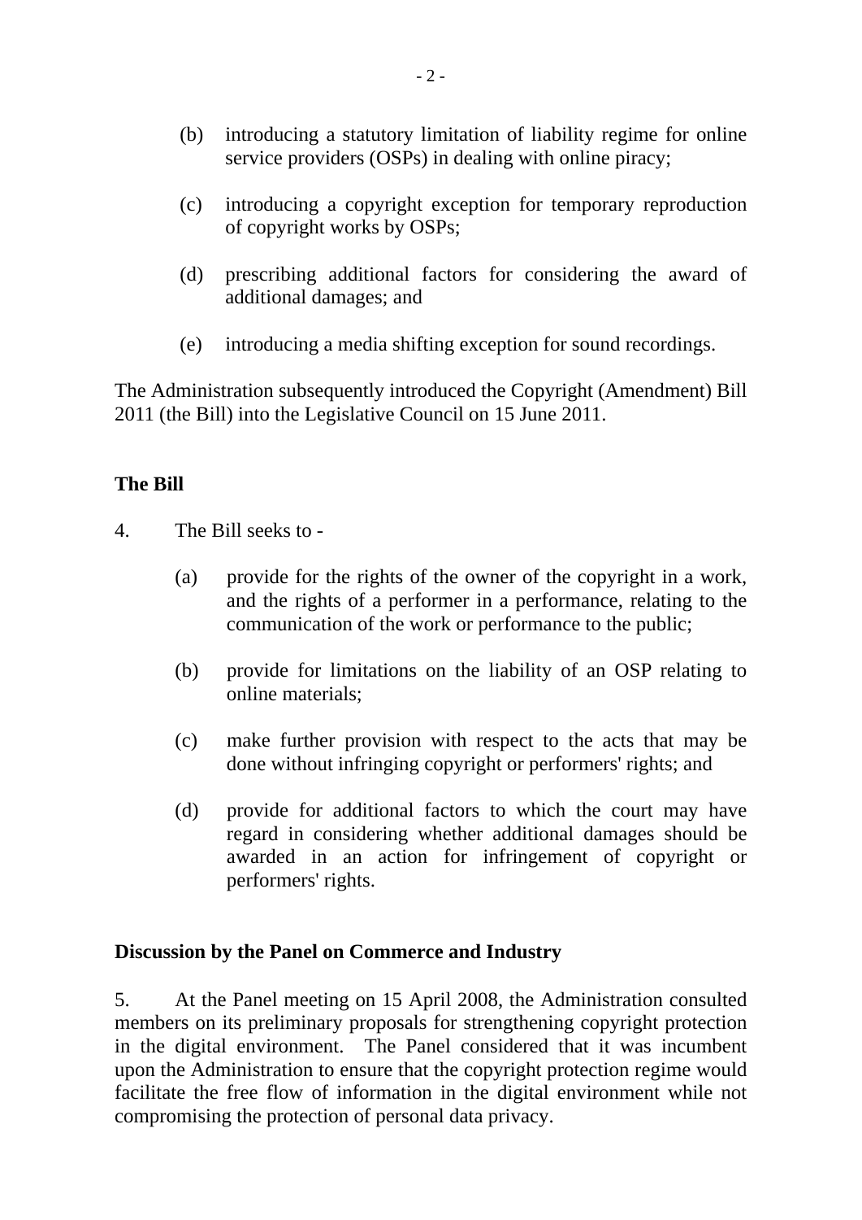(b) introducing a statutory limitation of liability regime for online service providers (OSPs) in dealing with online piracy;

(c) introducing a copyright exception for temporary reproduction of copyright works by OSPs;

(d) prescribing additional factors for considering the award of additional damages; and

(e) introducing a media shifting exception for sound recordings.

The Administration subsequently introduced the Copyright (Amendment) Bill 2011 (the Bill) into the Legislative Council on 15 June 2011.

**The Bill**

4. The Bill seeks to -

(a) provide for the rights of the owner of the copyright in a work, and the rights of a performer in a performance, relating to the communication of the work or performance to the public;

(b) provide for limitations on the liability of an OSP relating to online materials;

(c) make further provision with respect to the acts that may be done without infringing copyright or performers' rights; and

(d) provide for additional factors to which the court may have regard in considering whether additional damages should be awarded in an action for infringement of copyright or performers' rights.

**Discussion by the Panel on Commerce and Industry**

5. At the Panel meeting on 15 April 2008, the Administration consulted members on its preliminary proposals for strengthening copyright protection in the digital environment. The Panel considered that it was incumbent upon the Administration to ensure that the copyright protection regime would facilitate the free flow of information in the digital environment while not compromising the protection of personal data privacy.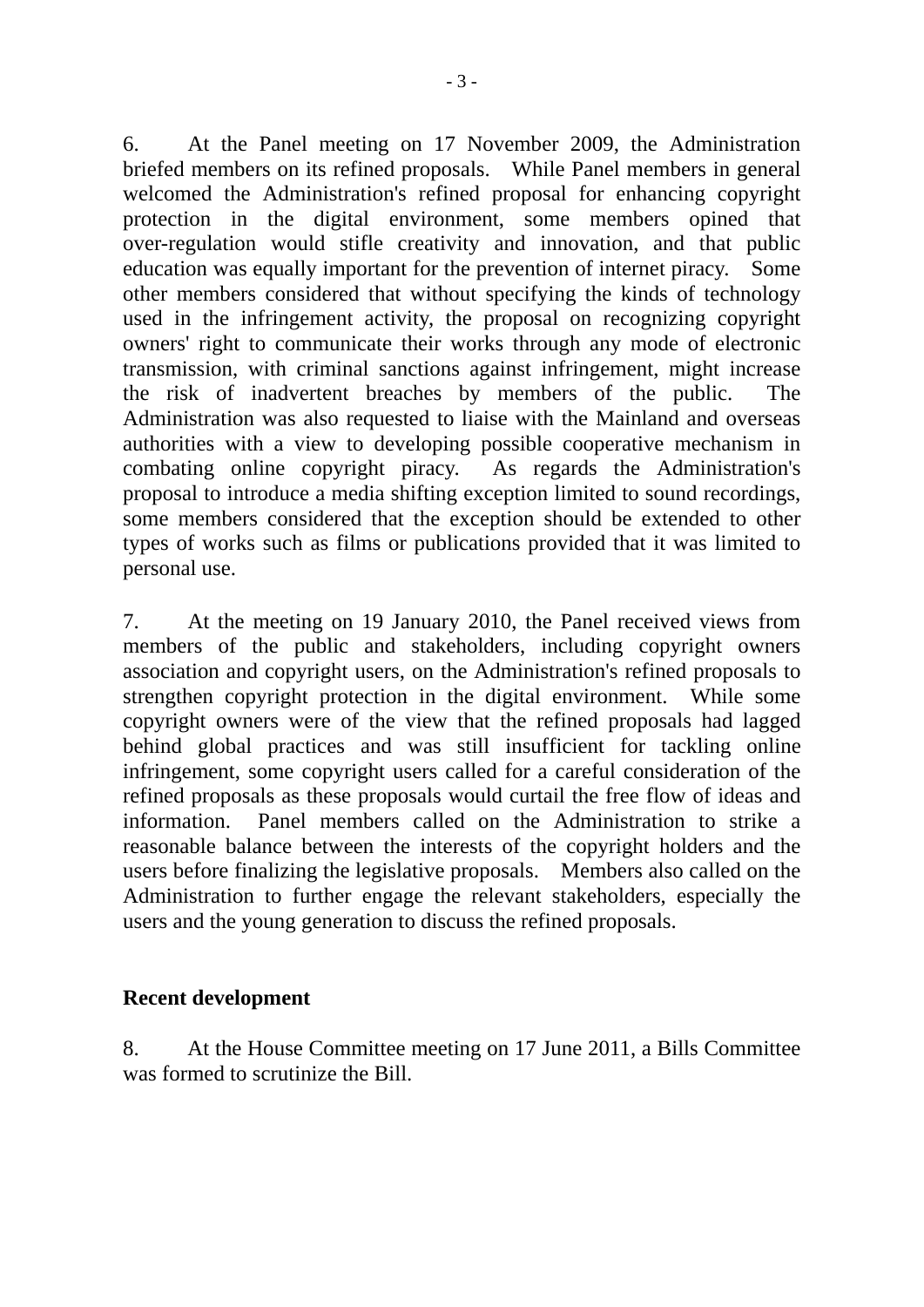6. At the Panel meeting on 17 November 2009, the Administration briefed members on its refined proposals. While Panel members in general welcomed the Administration's refined proposal for enhancing copyright protection in the digital environment, some members opined that over-regulation would stifle creativity and innovation, and that public education was equally important for the prevention of internet piracy. Some other members considered that without specifying the kinds of technology used in the infringement activity, the proposal on recognizing copyright owners' right to communicate their works through any mode of electronic transmission, with criminal sanctions against infringement, might increase the risk of inadvertent breaches by members of the public. The Administration was also requested to liaise with the Mainland and overseas authorities with a view to developing possible cooperative mechanism in combating online copyright piracy. As regards the Administration's proposal to introduce a media shifting exception limited to sound recordings, some members considered that the exception should be extended to other types of works such as films or publications provided that it was limited to personal use.

7. At the meeting on 19 January 2010, the Panel received views from members of the public and stakeholders, including copyright owners association and copyright users, on the Administration's refined proposals to strengthen copyright protection in the digital environment. While some copyright owners were of the view that the refined proposals had lagged behind global practices and was still insufficient for tackling online infringement, some copyright users called for a careful consideration of the refined proposals as these proposals would curtail the free flow of ideas and information. Panel members called on the Administration to strike a reasonable balance between the interests of the copyright holders and the users before finalizing the legislative proposals. Members also called on the Administration to further engage the relevant stakeholders, especially the users and the young generation to discuss the refined proposals.

**Recent development**

8. At the House Committee meeting on 17 June 2011, a Bills Committee was formed to scrutinize the Bill.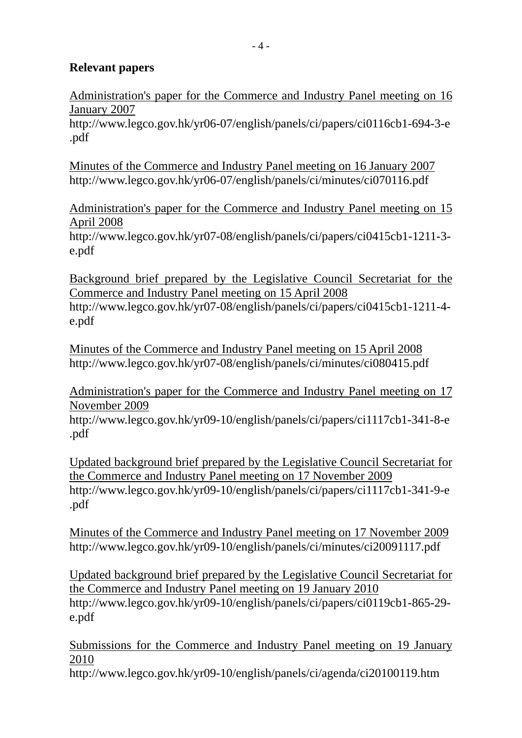**Relevant papers**

Administration's paper for the Commerce and Industry Panel meeting on 16 January 2007
http://www.legco.gov.hk/yr06-07/english/panels/ci/papers/ci0116cb1-694-3-e.pdf

Minutes of the Commerce and Industry Panel meeting on 16 January 2007
http://www.legco.gov.hk/yr06-07/english/panels/ci/minutes/ci070116.pdf

Administration's paper for the Commerce and Industry Panel meeting on 15 April 2008
http://www.legco.gov.hk/yr07-08/english/panels/ci/papers/ci0415cb1-1211-3-e.pdf

Background brief prepared by the Legislative Council Secretariat for the Commerce and Industry Panel meeting on 15 April 2008
http://www.legco.gov.hk/yr07-08/english/panels/ci/papers/ci0415cb1-1211-4-e.pdf

Minutes of the Commerce and Industry Panel meeting on 15 April 2008
http://www.legco.gov.hk/yr07-08/english/panels/ci/minutes/ci080415.pdf

Administration's paper for the Commerce and Industry Panel meeting on 17 November 2009
http://www.legco.gov.hk/yr09-10/english/panels/ci/papers/ci1117cb1-341-8-e.pdf

Updated background brief prepared by the Legislative Council Secretariat for the Commerce and Industry Panel meeting on 17 November 2009
http://www.legco.gov.hk/yr09-10/english/panels/ci/papers/ci1117cb1-341-9-e.pdf

Minutes of the Commerce and Industry Panel meeting on 17 November 2009
http://www.legco.gov.hk/yr09-10/english/panels/ci/minutes/ci20091117.pdf

Updated background brief prepared by the Legislative Council Secretariat for the Commerce and Industry Panel meeting on 19 January 2010
http://www.legco.gov.hk/yr09-10/english/panels/ci/papers/ci0119cb1-865-29-e.pdf

Submissions for the Commerce and Industry Panel meeting on 19 January 2010
http://www.legco.gov.hk/yr09-10/english/panels/ci/agenda/ci20100119.htm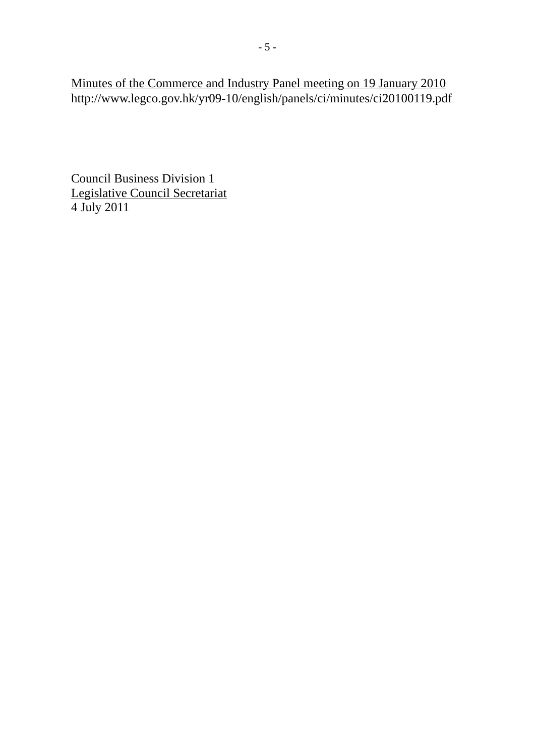<u>Minutes of the Commerce and Industry Panel meeting on 19 January 2010</u>
http://www.legco.gov.hk/yr09-10/english/panels/ci/minutes/ci20100119.pdf

Council Business Division 1
<u>Legislative Council Secretariat</u>
4 July 2011